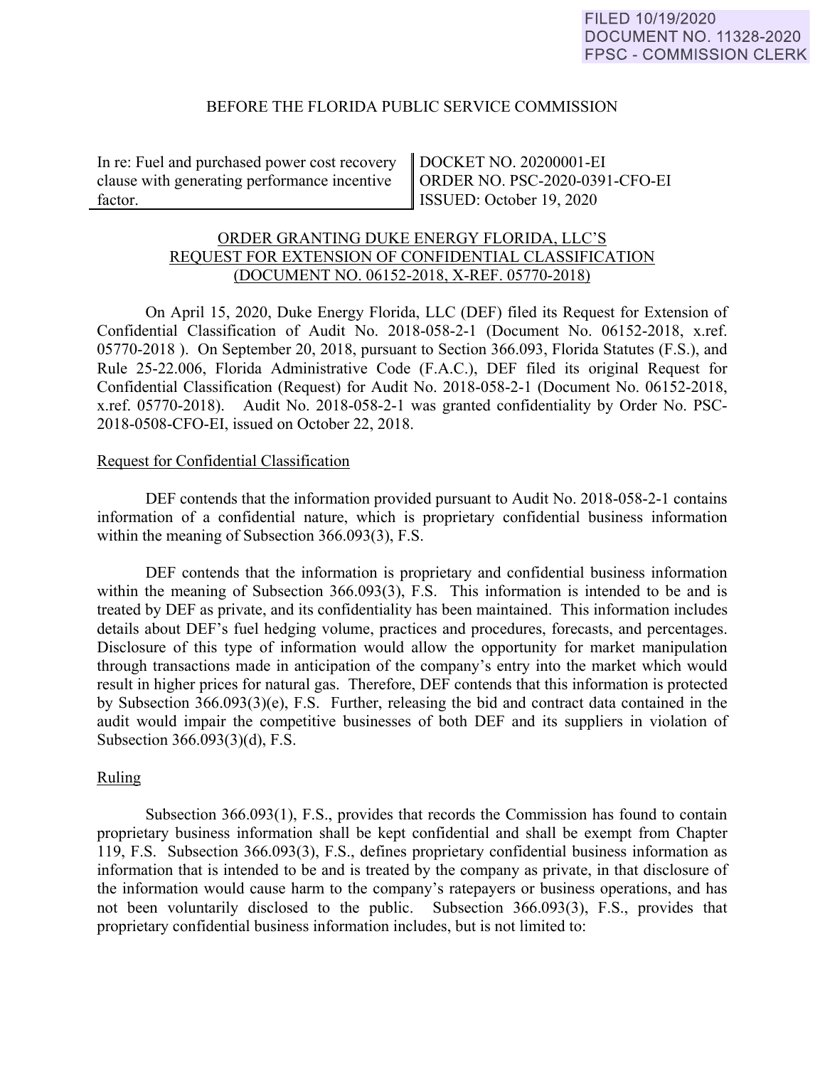FILED 10/19/2020
DOCUMENT NO. 11328-2020
FPSC - COMMISSION CLERK

BEFORE THE FLORIDA PUBLIC SERVICE COMMISSION

| In re: Fuel and purchased power cost recovery clause with generating performance incentive factor. | DOCKET NO. 20200001-EI<br>ORDER NO. PSC-2020-0391-CFO-EI<br>ISSUED: October 19, 2020 |
|---|---|

ORDER GRANTING DUKE ENERGY FLORIDA, LLC'S REQUEST FOR EXTENSION OF CONFIDENTIAL CLASSIFICATION (DOCUMENT NO. 06152-2018, X-REF. 05770-2018)

On April 15, 2020, Duke Energy Florida, LLC (DEF) filed its Request for Extension of Confidential Classification of Audit No. 2018-058-2-1 (Document No. 06152-2018, x.ref. 05770-2018 ). On September 20, 2018, pursuant to Section 366.093, Florida Statutes (F.S.), and Rule 25-22.006, Florida Administrative Code (F.A.C.), DEF filed its original Request for Confidential Classification (Request) for Audit No. 2018-058-2-1 (Document No. 06152-2018, x.ref. 05770-2018). Audit No. 2018-058-2-1 was granted confidentiality by Order No. PSC-2018-0508-CFO-EI, issued on October 22, 2018.

Request for Confidential Classification

DEF contends that the information provided pursuant to Audit No. 2018-058-2-1 contains information of a confidential nature, which is proprietary confidential business information within the meaning of Subsection 366.093(3), F.S.

DEF contends that the information is proprietary and confidential business information within the meaning of Subsection 366.093(3), F.S. This information is intended to be and is treated by DEF as private, and its confidentiality has been maintained. This information includes details about DEF's fuel hedging volume, practices and procedures, forecasts, and percentages. Disclosure of this type of information would allow the opportunity for market manipulation through transactions made in anticipation of the company's entry into the market which would result in higher prices for natural gas. Therefore, DEF contends that this information is protected by Subsection 366.093(3)(e), F.S. Further, releasing the bid and contract data contained in the audit would impair the competitive businesses of both DEF and its suppliers in violation of Subsection 366.093(3)(d), F.S.

Ruling

Subsection 366.093(1), F.S., provides that records the Commission has found to contain proprietary business information shall be kept confidential and shall be exempt from Chapter 119, F.S. Subsection 366.093(3), F.S., defines proprietary confidential business information as information that is intended to be and is treated by the company as private, in that disclosure of the information would cause harm to the company's ratepayers or business operations, and has not been voluntarily disclosed to the public. Subsection 366.093(3), F.S., provides that proprietary confidential business information includes, but is not limited to: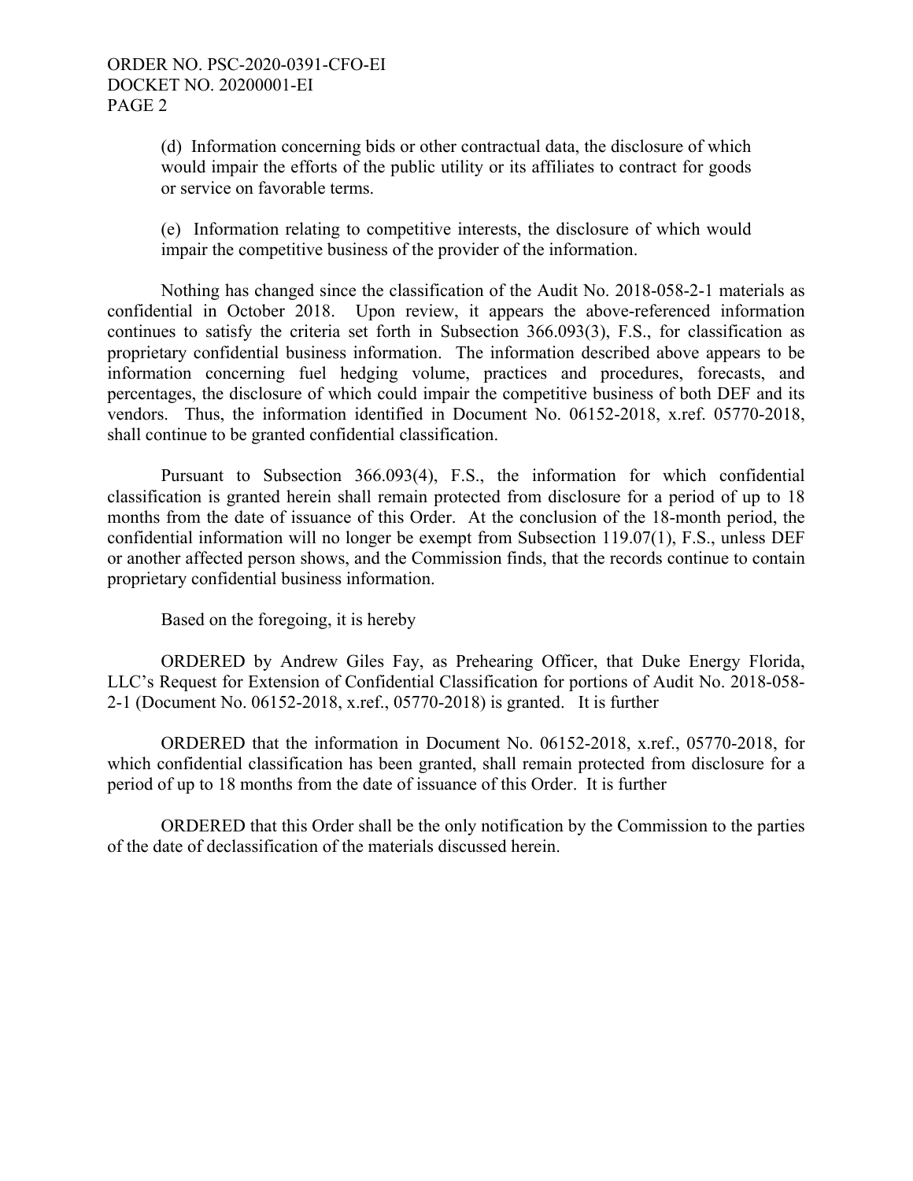(d) Information concerning bids or other contractual data, the disclosure of which would impair the efforts of the public utility or its affiliates to contract for goods or service on favorable terms.

(e) Information relating to competitive interests, the disclosure of which would impair the competitive business of the provider of the information.

Nothing has changed since the classification of the Audit No. 2018-058-2-1 materials as confidential in October 2018. Upon review, it appears the above-referenced information continues to satisfy the criteria set forth in Subsection 366.093(3), F.S., for classification as proprietary confidential business information. The information described above appears to be information concerning fuel hedging volume, practices and procedures, forecasts, and percentages, the disclosure of which could impair the competitive business of both DEF and its vendors. Thus, the information identified in Document No. 06152-2018, x.ref. 05770-2018, shall continue to be granted confidential classification.

Pursuant to Subsection 366.093(4), F.S., the information for which confidential classification is granted herein shall remain protected from disclosure for a period of up to 18 months from the date of issuance of this Order. At the conclusion of the 18-month period, the confidential information will no longer be exempt from Subsection 119.07(1), F.S., unless DEF or another affected person shows, and the Commission finds, that the records continue to contain proprietary confidential business information.

Based on the foregoing, it is hereby

ORDERED by Andrew Giles Fay, as Prehearing Officer, that Duke Energy Florida, LLC's Request for Extension of Confidential Classification for portions of Audit No. 2018-058-2-1 (Document No. 06152-2018, x.ref., 05770-2018) is granted. It is further

ORDERED that the information in Document No. 06152-2018, x.ref., 05770-2018, for which confidential classification has been granted, shall remain protected from disclosure for a period of up to 18 months from the date of issuance of this Order. It is further

ORDERED that this Order shall be the only notification by the Commission to the parties of the date of declassification of the materials discussed herein.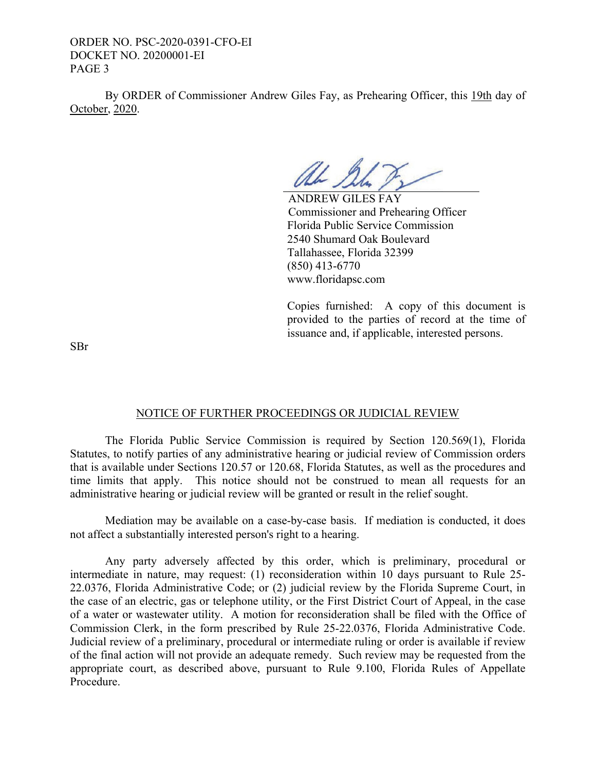By ORDER of Commissioner Andrew Giles Fay, as Prehearing Officer, this 19th day of October, 2020.

ANDREW GILES FAY
Commissioner and Prehearing Officer
Florida Public Service Commission
2540 Shumard Oak Boulevard
Tallahassee, Florida 32399
(850) 413-6770
www.floridapsc.com

Copies furnished: A copy of this document is provided to the parties of record at the time of issuance and, if applicable, interested persons.

SBr

NOTICE OF FURTHER PROCEEDINGS OR JUDICIAL REVIEW

The Florida Public Service Commission is required by Section 120.569(1), Florida Statutes, to notify parties of any administrative hearing or judicial review of Commission orders that is available under Sections 120.57 or 120.68, Florida Statutes, as well as the procedures and time limits that apply. This notice should not be construed to mean all requests for an administrative hearing or judicial review will be granted or result in the relief sought.

Mediation may be available on a case-by-case basis. If mediation is conducted, it does not affect a substantially interested person's right to a hearing.

Any party adversely affected by this order, which is preliminary, procedural or intermediate in nature, may request: (1) reconsideration within 10 days pursuant to Rule 25-22.0376, Florida Administrative Code; or (2) judicial review by the Florida Supreme Court, in the case of an electric, gas or telephone utility, or the First District Court of Appeal, in the case of a water or wastewater utility. A motion for reconsideration shall be filed with the Office of Commission Clerk, in the form prescribed by Rule 25-22.0376, Florida Administrative Code. Judicial review of a preliminary, procedural or intermediate ruling or order is available if review of the final action will not provide an adequate remedy. Such review may be requested from the appropriate court, as described above, pursuant to Rule 9.100, Florida Rules of Appellate Procedure.